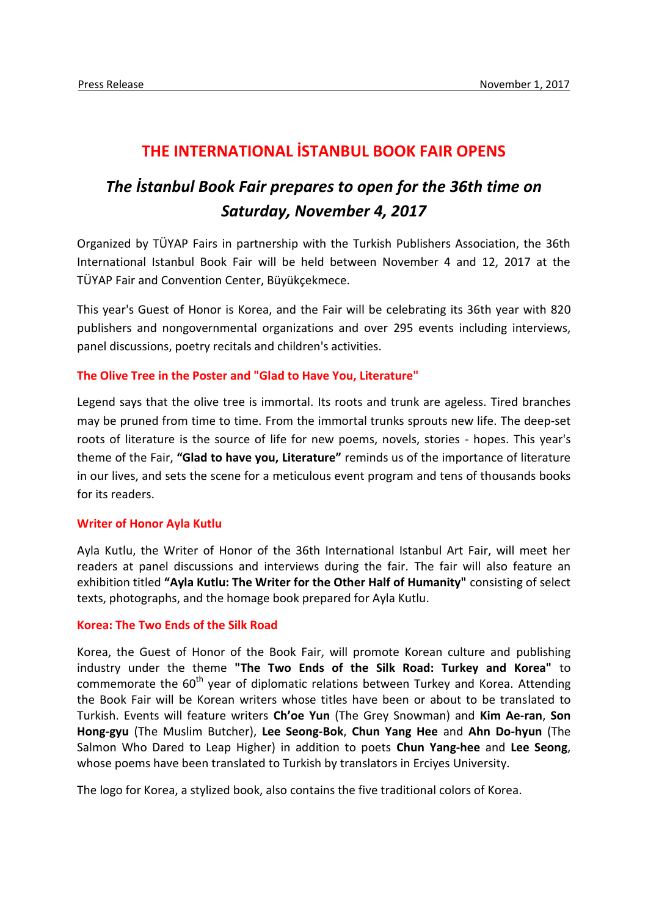Press Release November 1, 2017

# THE INTERNATIONAL İSTANBUL BOOK FAIR OPENS

## *The İstanbul Book Fair prepares to open for the 36th time on Saturday, November 4, 2017*

Organized by TÜYAP Fairs in partnership with the Turkish Publishers Association, the 36th International Istanbul Book Fair will be held between November 4 and 12, 2017 at the TÜYAP Fair and Convention Center, Büyükçekmece.

This year's Guest of Honor is Korea, and the Fair will be celebrating its 36th year with 820 publishers and nongovernmental organizations and over 295 events including interviews, panel discussions, poetry recitals and children's activities.

### The Olive Tree in the Poster and "Glad to Have You, Literature"

Legend says that the olive tree is immortal. Its roots and trunk are ageless. Tired branches may be pruned from time to time. From the immortal trunks sprouts new life. The deep-set roots of literature is the source of life for new poems, novels, stories - hopes. This year's theme of the Fair, **"Glad to have you, Literature"** reminds us of the importance of literature in our lives, and sets the scene for a meticulous event program and tens of thousands books for its readers.

### Writer of Honor Ayla Kutlu

Ayla Kutlu, the Writer of Honor of the 36th International Istanbul Art Fair, will meet her readers at panel discussions and interviews during the fair. The fair will also feature an exhibition titled **"Ayla Kutlu: The Writer for the Other Half of Humanity"** consisting of select texts, photographs, and the homage book prepared for Ayla Kutlu.

### Korea: The Two Ends of the Silk Road

Korea, the Guest of Honor of the Book Fair, will promote Korean culture and publishing industry under the theme **"The Two Ends of the Silk Road: Turkey and Korea"** to commemorate the 60th year of diplomatic relations between Turkey and Korea. Attending the Book Fair will be Korean writers whose titles have been or about to be translated to Turkish. Events will feature writers **Ch'oe Yun** (The Grey Snowman) and **Kim Ae-ran**, **Son Hong-gyu** (The Muslim Butcher), **Lee Seong-Bok**, **Chun Yang Hee** and **Ahn Do-hyun** (The Salmon Who Dared to Leap Higher) in addition to poets **Chun Yang-hee** and **Lee Seong**, whose poems have been translated to Turkish by translators in Erciyes University.

The logo for Korea, a stylized book, also contains the five traditional colors of Korea.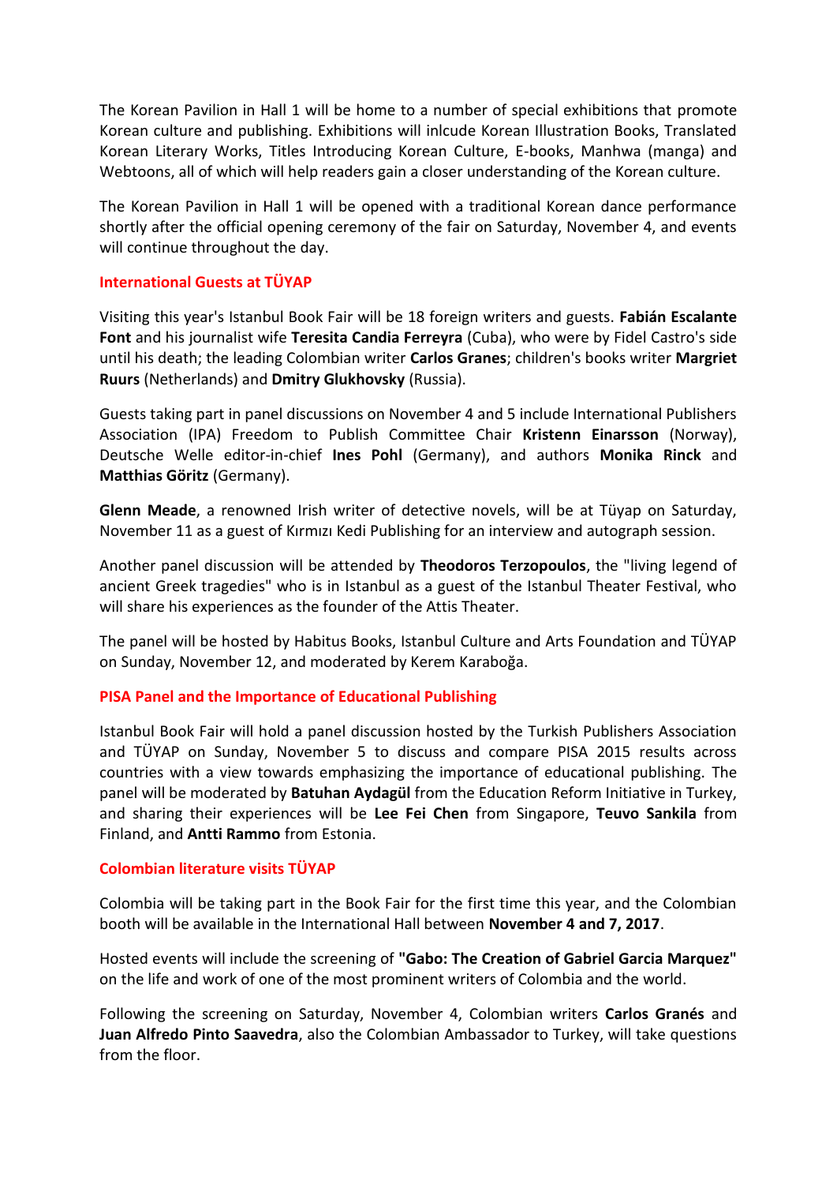The Korean Pavilion in Hall 1 will be home to a number of special exhibitions that promote Korean culture and publishing. Exhibitions will inlcude Korean Illustration Books, Translated Korean Literary Works, Titles Introducing Korean Culture, E-books, Manhwa (manga) and Webtoons, all of which will help readers gain a closer understanding of the Korean culture.

The Korean Pavilion in Hall 1 will be opened with a traditional Korean dance performance shortly after the official opening ceremony of the fair on Saturday, November 4, and events will continue throughout the day.

## International Guests at TÜYAP

Visiting this year's Istanbul Book Fair will be 18 foreign writers and guests. **Fabián Escalante Font** and his journalist wife **Teresita Candia Ferreyra** (Cuba), who were by Fidel Castro's side until his death; the leading Colombian writer **Carlos Granes**; children's books writer **Margriet Ruurs** (Netherlands) and **Dmitry Glukhovsky** (Russia).

Guests taking part in panel discussions on November 4 and 5 include International Publishers Association (IPA) Freedom to Publish Committee Chair **Kristenn Einarsson** (Norway), Deutsche Welle editor-in-chief **Ines Pohl** (Germany), and authors **Monika Rinck** and **Matthias Göritz** (Germany).

**Glenn Meade**, a renowned Irish writer of detective novels, will be at Tüyap on Saturday, November 11 as a guest of Kırmızı Kedi Publishing for an interview and autograph session.

Another panel discussion will be attended by **Theodoros Terzopoulos**, the "living legend of ancient Greek tragedies" who is in Istanbul as a guest of the Istanbul Theater Festival, who will share his experiences as the founder of the Attis Theater.

The panel will be hosted by Habitus Books, Istanbul Culture and Arts Foundation and TÜYAP on Sunday, November 12, and moderated by Kerem Karaboğa.

## PISA Panel and the Importance of Educational Publishing

Istanbul Book Fair will hold a panel discussion hosted by the Turkish Publishers Association and TÜYAP on Sunday, November 5 to discuss and compare PISA 2015 results across countries with a view towards emphasizing the importance of educational publishing. The panel will be moderated by **Batuhan Aydagül** from the Education Reform Initiative in Turkey, and sharing their experiences will be **Lee Fei Chen** from Singapore, **Teuvo Sankila** from Finland, and **Antti Rammo** from Estonia.

## Colombian literature visits TÜYAP

Colombia will be taking part in the Book Fair for the first time this year, and the Colombian booth will be available in the International Hall between **November 4 and 7, 2017**.

Hosted events will include the screening of **"Gabo: The Creation of Gabriel Garcia Marquez"** on the life and work of one of the most prominent writers of Colombia and the world.

Following the screening on Saturday, November 4, Colombian writers **Carlos Granés** and **Juan Alfredo Pinto Saavedra**, also the Colombian Ambassador to Turkey, will take questions from the floor.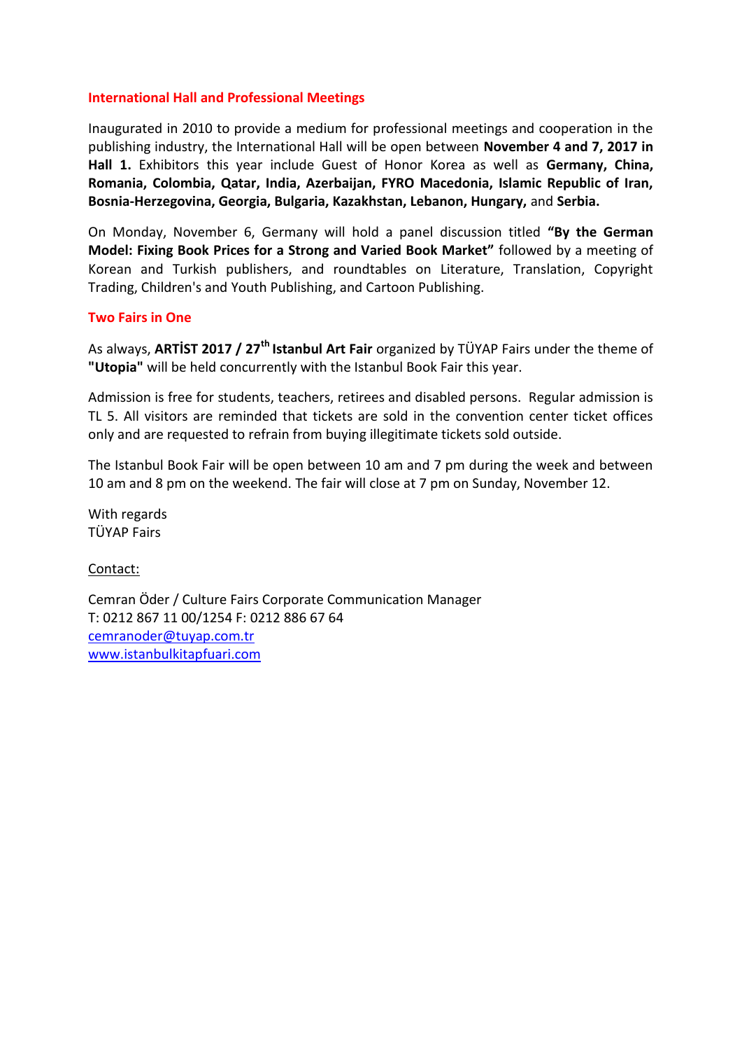## International Hall and Professional Meetings

Inaugurated in 2010 to provide a medium for professional meetings and cooperation in the publishing industry, the International Hall will be open between **November 4 and 7, 2017 in Hall 1.** Exhibitors this year include Guest of Honor Korea as well as **Germany, China, Romania, Colombia, Qatar, India, Azerbaijan, FYRO Macedonia, Islamic Republic of Iran, Bosnia-Herzegovina, Georgia, Bulgaria, Kazakhstan, Lebanon, Hungary,** and **Serbia.**

On Monday, November 6, Germany will hold a panel discussion titled **"By the German Model: Fixing Book Prices for a Strong and Varied Book Market"** followed by a meeting of Korean and Turkish publishers, and roundtables on Literature, Translation, Copyright Trading, Children's and Youth Publishing, and Cartoon Publishing.

## Two Fairs in One

As always, **ARTİST 2017 / 27th Istanbul Art Fair** organized by TÜYAP Fairs under the theme of **"Utopia"** will be held concurrently with the Istanbul Book Fair this year.

Admission is free for students, teachers, retirees and disabled persons. Regular admission is TL 5. All visitors are reminded that tickets are sold in the convention center ticket offices only and are requested to refrain from buying illegitimate tickets sold outside.

The Istanbul Book Fair will be open between 10 am and 7 pm during the week and between 10 am and 8 pm on the weekend. The fair will close at 7 pm on Sunday, November 12.

With regards
TÜYAP Fairs

Contact:

Cemran Öder / Culture Fairs Corporate Communication Manager
T: 0212 867 11 00/1254 F: 0212 886 67 64
cemranoder@tuyap.com.tr
www.istanbulkitapfuari.com